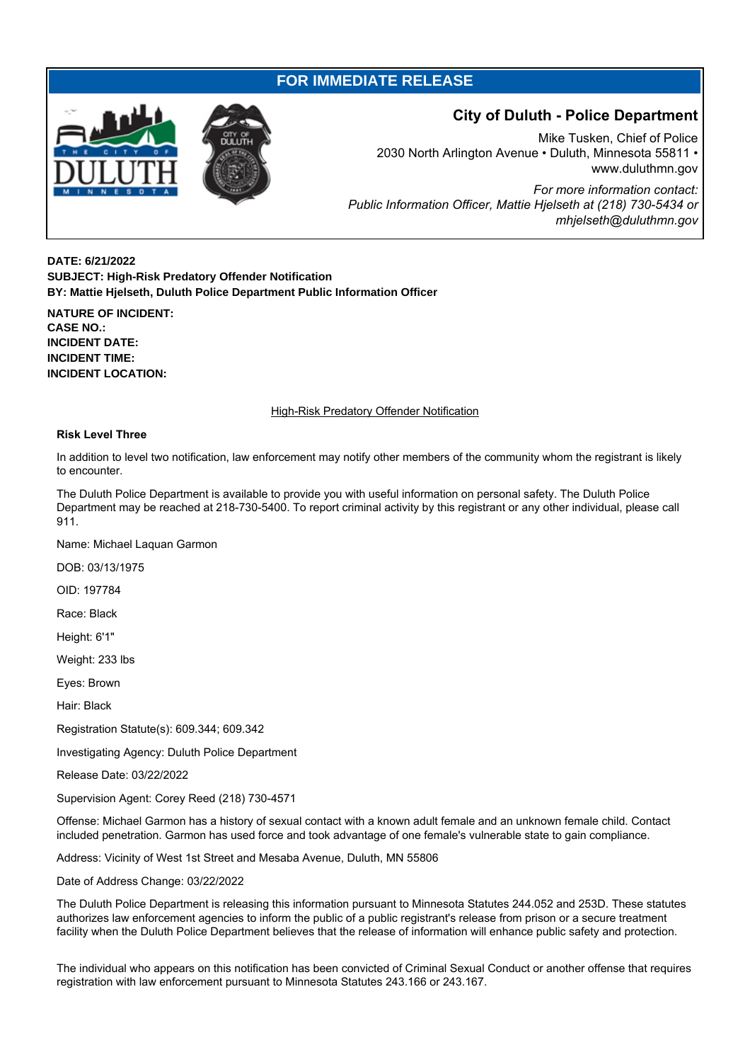**FOR IMMEDIATE RELEASE**

## City of Duluth - Police Department

Mike Tusken, Chief of Police
2030 North Arlington Avenue • Duluth, Minnesota 55811 • www.duluthmn.gov

*For more information contact:*
*Public Information Officer, Mattie Hjelseth at (218) 730-5434 or mhjelseth@duluthmn.gov*

**DATE: 6/21/2022**
**SUBJECT: High-Risk Predatory Offender Notification**
**BY: Mattie Hjelseth, Duluth Police Department Public Information Officer**

**NATURE OF INCIDENT:**
**CASE NO.:**
**INCIDENT DATE:**
**INCIDENT TIME:**
**INCIDENT LOCATION:**

High-Risk Predatory Offender Notification

**Risk Level Three**

In addition to level two notification, law enforcement may notify other members of the community whom the registrant is likely to encounter.

The Duluth Police Department is available to provide you with useful information on personal safety. The Duluth Police Department may be reached at 218-730-5400. To report criminal activity by this registrant or any other individual, please call 911.

Name: Michael Laquan Garmon

DOB: 03/13/1975

OID: 197784

Race: Black

Height: 6'1"

Weight: 233 lbs

Eyes: Brown

Hair: Black

Registration Statute(s): 609.344; 609.342

Investigating Agency: Duluth Police Department

Release Date: 03/22/2022

Supervision Agent: Corey Reed (218) 730-4571

Offense: Michael Garmon has a history of sexual contact with a known adult female and an unknown female child. Contact included penetration. Garmon has used force and took advantage of one female's vulnerable state to gain compliance.

Address: Vicinity of West 1st Street and Mesaba Avenue, Duluth, MN 55806

Date of Address Change: 03/22/2022

The Duluth Police Department is releasing this information pursuant to Minnesota Statutes 244.052 and 253D. These statutes authorizes law enforcement agencies to inform the public of a public registrant's release from prison or a secure treatment facility when the Duluth Police Department believes that the release of information will enhance public safety and protection.

The individual who appears on this notification has been convicted of Criminal Sexual Conduct or another offense that requires registration with law enforcement pursuant to Minnesota Statutes 243.166 or 243.167.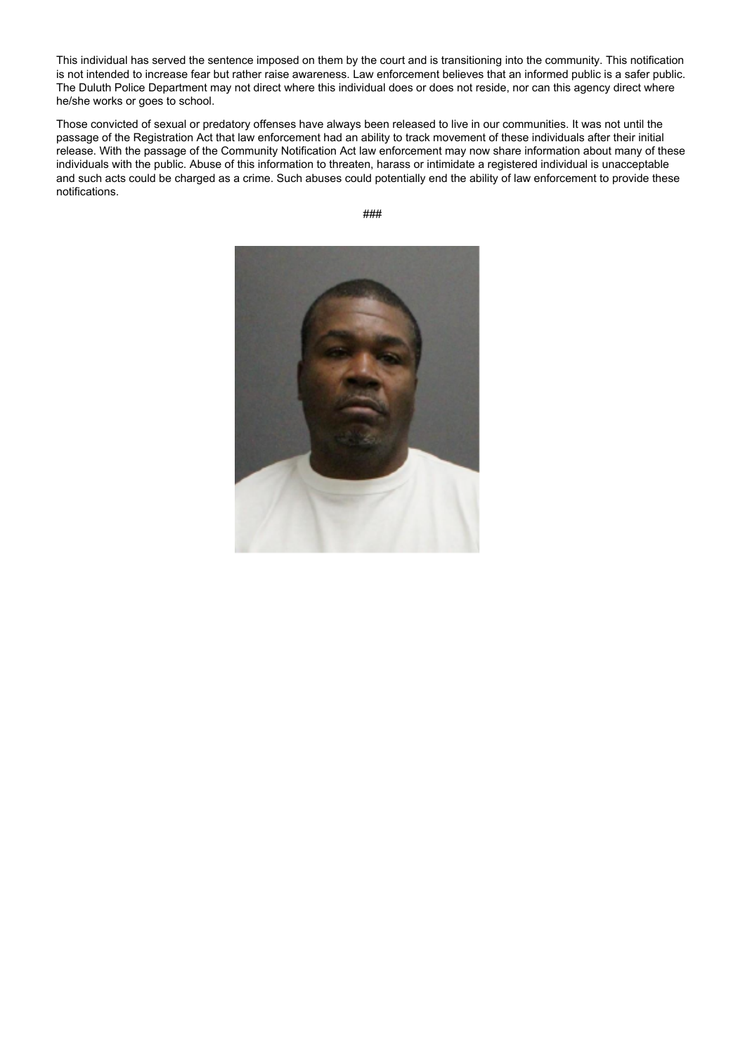This individual has served the sentence imposed on them by the court and is transitioning into the community. This notification is not intended to increase fear but rather raise awareness. Law enforcement believes that an informed public is a safer public. The Duluth Police Department may not direct where this individual does or does not reside, nor can this agency direct where he/she works or goes to school.

Those convicted of sexual or predatory offenses have always been released to live in our communities. It was not until the passage of the Registration Act that law enforcement had an ability to track movement of these individuals after their initial release. With the passage of the Community Notification Act law enforcement may now share information about many of these individuals with the public. Abuse of this information to threaten, harass or intimidate a registered individual is unacceptable and such acts could be charged as a crime. Such abuses could potentially end the ability of law enforcement to provide these notifications.

###